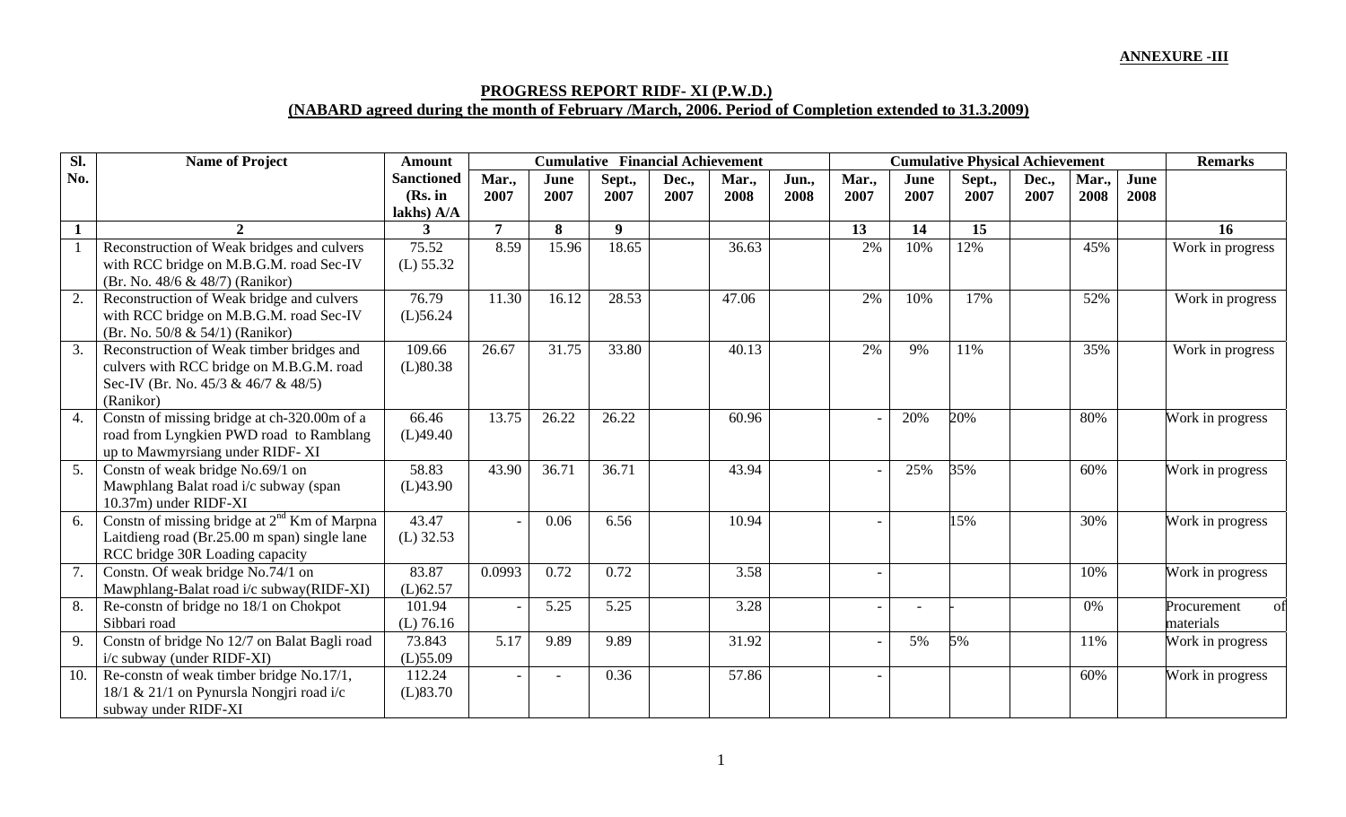**ANNEXURE -III**

## PROGRESS REPORT RIDF- XI (P.W.D.)
## (NABARD agreed during the month of February /March, 2006. Period of Completion extended to 31.3.2009)

| Sl. No. | Name of Project | Amount Sanctioned (Rs. in lakhs) A/A | Cumulative Financial Achievement | | | | | | Cumulative Physical Achievement | | | | | | Remarks |
|---|---|---|---|---|---|---|---|---|---|---|---|---|---|---|---|
| | | | Mar., 2007 | June 2007 | Sept., 2007 | Dec., 2007 | Mar., 2008 | Jun., 2008 | Mar., 2007 | June 2007 | Sept., 2007 | Dec., 2007 | Mar., 2008 | June 2008 | |
| 1 | 2 | 3 | 7 | 8 | 9 | | | | 13 | 14 | 15 | | | | 16 |
| 1 | Reconstruction of Weak bridges and culvers with RCC bridge on M.B.G.M. road Sec-IV (Br. No. 48/6 & 48/7) (Ranikor) | 75.52 (L) 55.32 | 8.59 | 15.96 | 18.65 | | 36.63 | | 2% | 10% | 12% | | 45% | | Work in progress |
| 2. | Reconstruction of Weak bridge and culvers with RCC bridge on M.B.G.M. road Sec-IV (Br. No. 50/8 & 54/1) (Ranikor) | 76.79 (L)56.24 | 11.30 | 16.12 | 28.53 | | 47.06 | | 2% | 10% | 17% | | 52% | | Work in progress |
| 3. | Reconstruction of Weak timber bridges and culvers with RCC bridge on M.B.G.M. road Sec-IV (Br. No. 45/3 & 46/7 & 48/5) (Ranikor) | 109.66 (L)80.38 | 26.67 | 31.75 | 33.80 | | 40.13 | | 2% | 9% | 11% | | 35% | | Work in progress |
| 4. | Constn of missing bridge at ch-320.00m of a road from Lyngkien PWD road to Ramblang up to Mawmyrsiang under RIDF- XI | 66.46 (L)49.40 | 13.75 | 26.22 | 26.22 | | 60.96 | | - | 20% | 20% | | 80% | | Work in progress |
| 5. | Constn of weak bridge No.69/1 on Mawphlang Balat road i/c subway (span 10.37m) under RIDF-XI | 58.83 (L)43.90 | 43.90 | 36.71 | 36.71 | | 43.94 | | - | 25% | 35% | | 60% | | Work in progress |
| 6. | Constn of missing bridge at 2nd Km of Marpna Laitdieng road (Br.25.00 m span) single lane RCC bridge 30R Loading capacity | 43.47 (L) 32.53 | - | 0.06 | 6.56 | | 10.94 | | - | | 15% | | 30% | | Work in progress |
| 7. | Constn. Of weak bridge No.74/1 on Mawphlang-Balat road i/c subway(RIDF-XI) | 83.87 (L)62.57 | 0.0993 | 0.72 | 0.72 | | 3.58 | | - | | | | 10% | | Work in progress |
| 8. | Re-constn of bridge no 18/1 on Chokpot Sibbari road | 101.94 (L) 76.16 | - | 5.25 | 5.25 | | 3.28 | | - | - | - | | 0% | | Procurement of materials |
| 9. | Constn of bridge No 12/7 on Balat Bagli road i/c subway (under RIDF-XI) | 73.843 (L)55.09 | 5.17 | 9.89 | 9.89 | | 31.92 | | - | 5% | 5% | | 11% | | Work in progress |
| 10. | Re-constn of weak timber bridge No.17/1, 18/1 & 21/1 on Pynursla Nongjri road i/c subway under RIDF-XI | 112.24 (L)83.70 | - | - | 0.36 | | 57.86 | | - | | | | 60% | | Work in progress |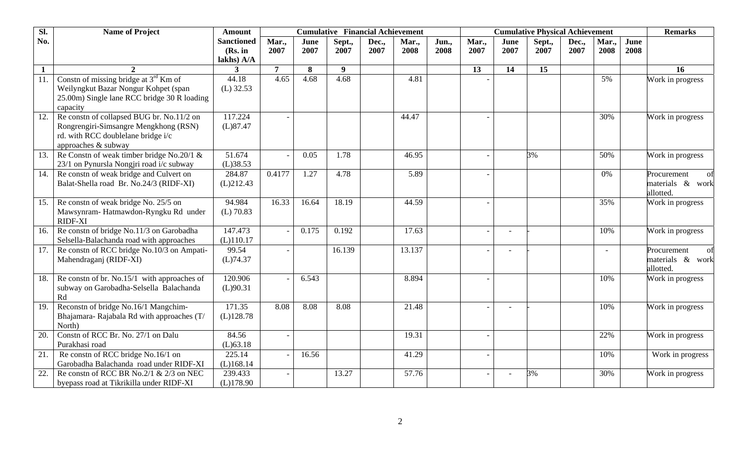| Sl. No. | Name of Project | Amount Sanctioned (Rs. in lakhs) A/A | Cumulative Financial Achievement | | | | | | Cumulative Physical Achievement | | | | | | Remarks |
|---|---|---|---|---|---|---|---|---|---|---|---|---|---|---|---|
| | | | Mar., 2007 | June 2007 | Sept., 2007 | Dec., 2007 | Mar., 2008 | Jun., 2008 | Mar., 2007 | June 2007 | Sept., 2007 | Dec., 2007 | Mar., 2008 | June 2008 | |
| 1 | 2 | 3 | 7 | 8 | 9 | | | | 13 | 14 | 15 | | | | 16 |
| 11. | Constn of missing bridge at 3rd Km of Weilyngkut Bazar Nongur Kohpet (span 25.00m) Single lane RCC bridge 30 R loading capacity | 44.18 (L) 32.53 | 4.65 | 4.68 | 4.68 | | 4.81 | | - | | | | 5% | | Work in progress |
| 12. | Re constn of collapsed BUG br. No.11/2 on Rongrengiri-Simsangre Mengkhong (RSN) rd. with RCC doublelane bridge i/c approaches & subway | 117.224 (L)87.47 | - | | | | 44.47 | | - | | | | 30% | | Work in progress |
| 13. | Re Constn of weak timber bridge No.20/1 & 23/1 on Pynursla Nongjri road i/c subway | 51.674 (L)38.53 | - | 0.05 | 1.78 | | 46.95 | | - | | 3% | | 50% | | Work in progress |
| 14. | Re constn of weak bridge and Culvert on Balat-Shella road Br. No.24/3 (RIDF-XI) | 284.87 (L)212.43 | 0.4177 | 1.27 | 4.78 | | 5.89 | | - | | | | 0% | | Procurement of materials & work allotted. |
| 15. | Re constn of weak bridge No. 25/5 on Mawsynram- Hatmawdon-Ryngku Rd under RIDF-XI | 94.984 (L) 70.83 | 16.33 | 16.64 | 18.19 | | 44.59 | | - | | | | 35% | | Work in progress |
| 16. | Re constn of bridge No.11/3 on Garobadha Selsella-Balachanda road with approaches | 147.473 (L)110.17 | - | 0.175 | 0.192 | | 17.63 | | - | - | - | | 10% | | Work in progress |
| 17. | Re constn of RCC bridge No.10/3 on Ampati-Mahendraganj (RIDF-XI) | 99.54 (L)74.37 | - | | 16.139 | | 13.137 | | - | - | - | | - | | Procurement of materials & work allotted. |
| 18. | Re constn of br. No.15/1 with approaches of subway on Garobadha-Selsella Balachanda Rd | 120.906 (L)90.31 | - | 6.543 | | | 8.894 | | - | | | | 10% | | Work in progress |
| 19. | Reconstn of bridge No.16/1 Mangchim-Bhajamara- Rajabala Rd with approaches (T/ North) | 171.35 (L)128.78 | 8.08 | 8.08 | 8.08 | | 21.48 | | - | - | - | | 10% | | Work in progress |
| 20. | Constn of RCC Br. No. 27/1 on Dalu Purakhasi road | 84.56 (L)63.18 | - | | | | 19.31 | | - | | | | 22% | | Work in progress |
| 21. | Re constn of RCC bridge No.16/1 on Garobadha Balachanda road under RIDF-XI | 225.14 (L)168.14 | - | 16.56 | | | 41.29 | | - | | | | 10% | | Work in progress |
| 22. | Re constn of RCC BR No.2/1 & 2/3 on NEC byepass road at Tikrikilla under RIDF-XI | 239.433 (L)178.90 | - | | 13.27 | | 57.76 | | - | - | 3% | | 30% | | Work in progress |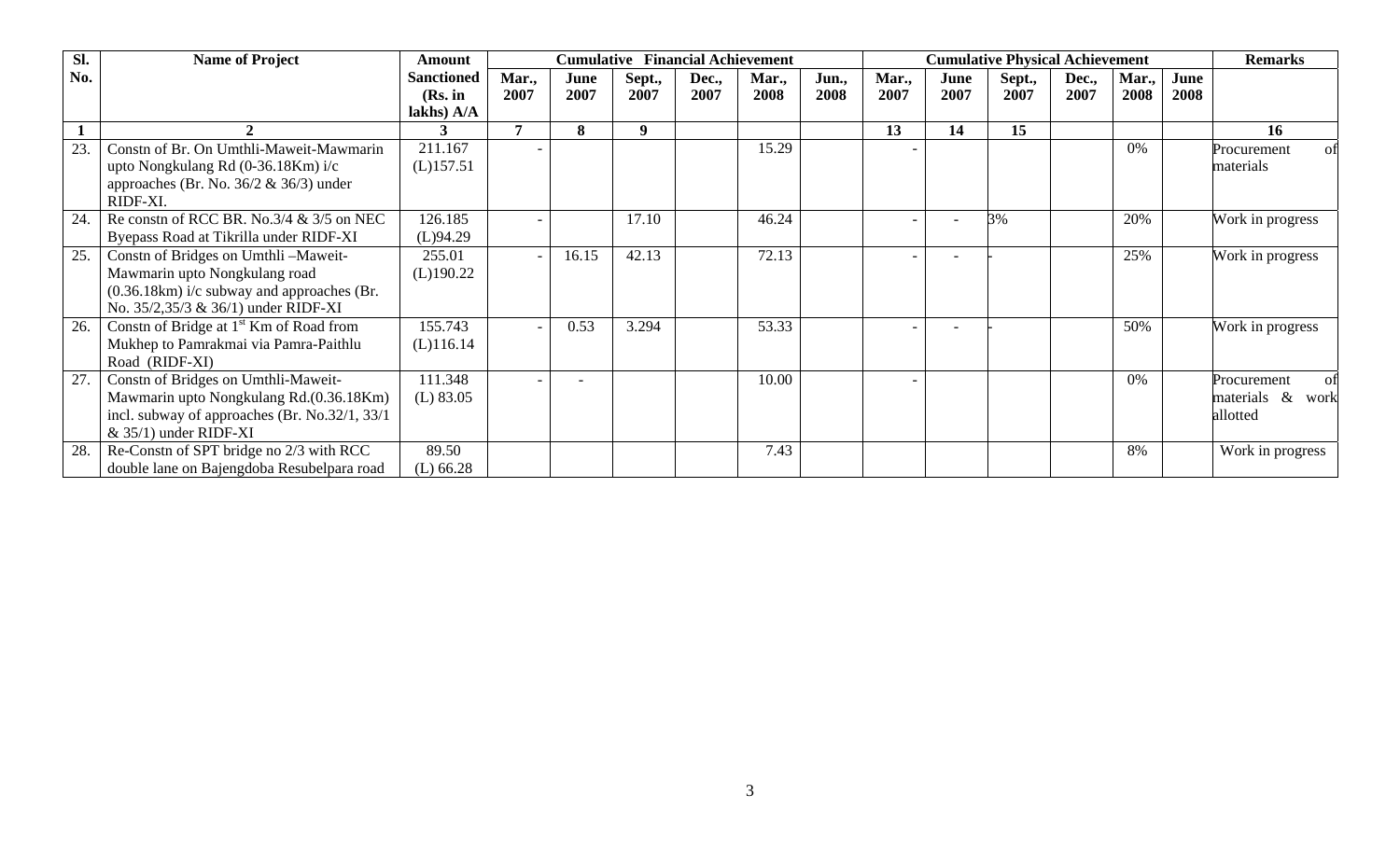| Sl. No. | Name of Project | Amount Sanctioned (Rs. in lakhs) A/A | Cumulative Financial Achievement | | | | | | Cumulative Physical Achievement | | | | | | Remarks |
|---|---|---|---|---|---|---|---|---|---|---|---|---|---|---|---|
| | | | Mar., 2007 | June 2007 | Sept., 2007 | Dec., 2007 | Mar., 2008 | Jun., 2008 | Mar., 2007 | June 2007 | Sept., 2007 | Dec., 2007 | Mar., 2008 | June 2008 | |
| 1 | 2 | 3 | 7 | 8 | 9 | | | | 13 | 14 | 15 | | | | 16 |
| 23. | Constn of Br. On Umthli-Maweit-Mawmarin upto Nongkulang Rd (0-36.18Km) i/c approaches (Br. No. 36/2 & 36/3) under RIDF-XI. | 211.167 (L)157.51 | - | | | | 15.29 | | - | | | | 0% | | Procurement of materials |
| 24. | Re constn of RCC BR. No.3/4 & 3/5 on NEC Byepass Road at Tikrilla under RIDF-XI | 126.185 (L)94.29 | - | | 17.10 | | 46.24 | | - | - | 3% | | 20% | | Work in progress |
| 25. | Constn of Bridges on Umthli –Maweit-Mawmarin upto Nongkulang road (0.36.18km) i/c subway and approaches (Br. No. 35/2,35/3 & 36/1) under RIDF-XI | 255.01 (L)190.22 | - | 16.15 | 42.13 | | 72.13 | | - | - | - | | 25% | | Work in progress |
| 26. | Constn of Bridge at 1st Km of Road from Mukhep to Pamrakmai via Pamra-Paithlu Road (RIDF-XI) | 155.743 (L)116.14 | - | 0.53 | 3.294 | | 53.33 | | - | - | - | | 50% | | Work in progress |
| 27. | Constn of Bridges on Umthli-Maweit-Mawmarin upto Nongkulang Rd.(0.36.18Km) incl. subway of approaches (Br. No.32/1, 33/1 & 35/1) under RIDF-XI | 111.348 (L) 83.05 | - | - | | | 10.00 | | - | | | | 0% | | Procurement of materials & work allotted |
| 28. | Re-Constn of SPT bridge no 2/3 with RCC double lane on Bajengdoba Resubelpara road | 89.50 (L) 66.28 | | | | | 7.43 | | | | | | 8% | | Work in progress |